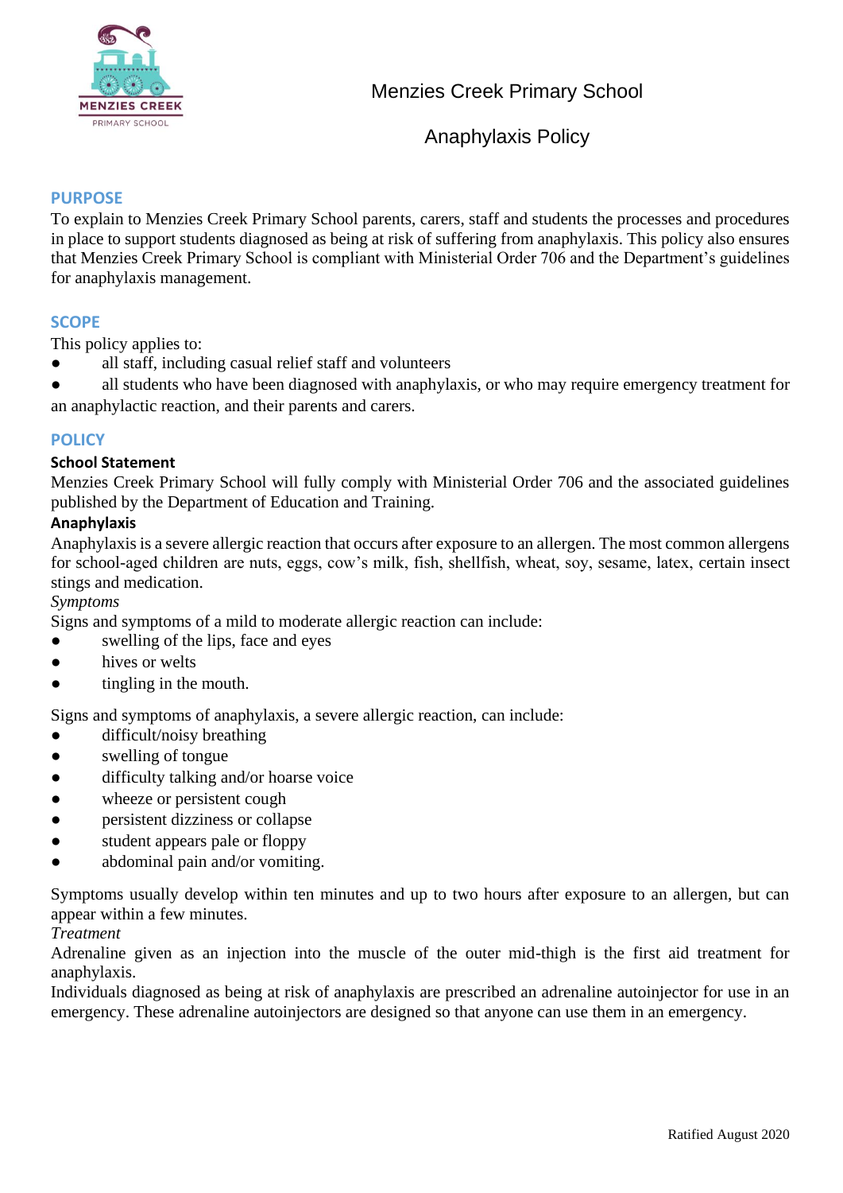# Menzies Creek Primary School

## Anaphylaxis Policy

## PURPOSE

To explain to Menzies Creek Primary School parents, carers, staff and students the processes and procedures in place to support students diagnosed as being at risk of suffering from anaphylaxis. This policy also ensures that Menzies Creek Primary School is compliant with Ministerial Order 706 and the Department's guidelines for anaphylaxis management.

## SCOPE

This policy applies to:

- all staff, including casual relief staff and volunteers
- all students who have been diagnosed with anaphylaxis, or who may require emergency treatment for an anaphylactic reaction, and their parents and carers.

## POLICY

### School Statement

Menzies Creek Primary School will fully comply with Ministerial Order 706 and the associated guidelines published by the Department of Education and Training.

### Anaphylaxis

Anaphylaxis is a severe allergic reaction that occurs after exposure to an allergen. The most common allergens for school-aged children are nuts, eggs, cow's milk, fish, shellfish, wheat, soy, sesame, latex, certain insect stings and medication.

*Symptoms*

Signs and symptoms of a mild to moderate allergic reaction can include:

- swelling of the lips, face and eyes
- hives or welts
- tingling in the mouth.

Signs and symptoms of anaphylaxis, a severe allergic reaction, can include:

- difficult/noisy breathing
- swelling of tongue
- difficulty talking and/or hoarse voice
- wheeze or persistent cough
- persistent dizziness or collapse
- student appears pale or floppy
- abdominal pain and/or vomiting.

Symptoms usually develop within ten minutes and up to two hours after exposure to an allergen, but can appear within a few minutes.

*Treatment*

Adrenaline given as an injection into the muscle of the outer mid-thigh is the first aid treatment for anaphylaxis.

Individuals diagnosed as being at risk of anaphylaxis are prescribed an adrenaline autoinjector for use in an emergency. These adrenaline autoinjectors are designed so that anyone can use them in an emergency.

Ratified August 2020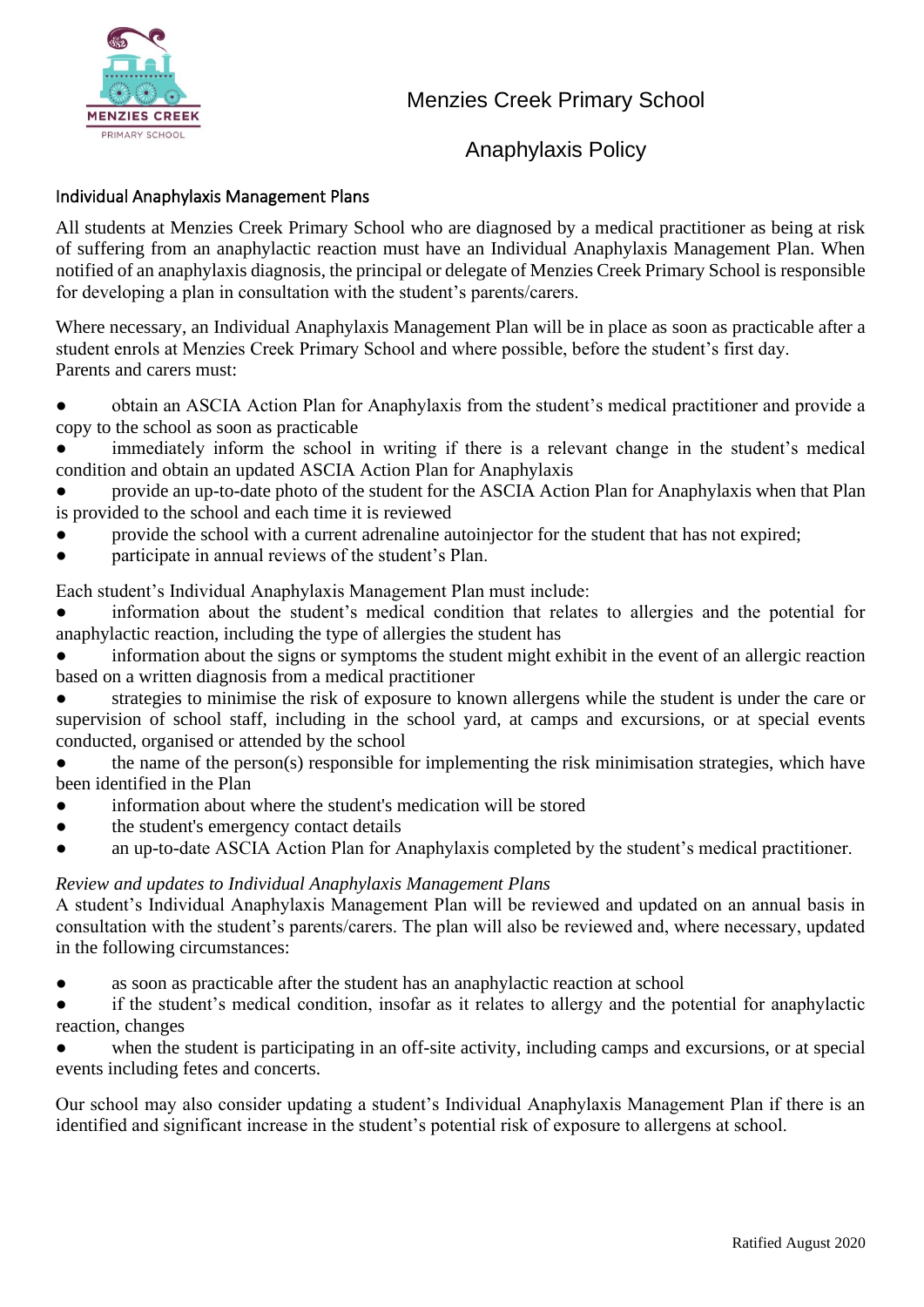Menzies Creek Primary School

Anaphylaxis Policy

## Individual Anaphylaxis Management Plans

All students at Menzies Creek Primary School who are diagnosed by a medical practitioner as being at risk of suffering from an anaphylactic reaction must have an Individual Anaphylaxis Management Plan. When notified of an anaphylaxis diagnosis, the principal or delegate of Menzies Creek Primary School is responsible for developing a plan in consultation with the student's parents/carers.

Where necessary, an Individual Anaphylaxis Management Plan will be in place as soon as practicable after a student enrols at Menzies Creek Primary School and where possible, before the student's first day.
Parents and carers must:

- obtain an ASCIA Action Plan for Anaphylaxis from the student's medical practitioner and provide a copy to the school as soon as practicable
- immediately inform the school in writing if there is a relevant change in the student's medical condition and obtain an updated ASCIA Action Plan for Anaphylaxis
- provide an up-to-date photo of the student for the ASCIA Action Plan for Anaphylaxis when that Plan is provided to the school and each time it is reviewed
- provide the school with a current adrenaline autoinjector for the student that has not expired;
- participate in annual reviews of the student's Plan.

Each student's Individual Anaphylaxis Management Plan must include:

- information about the student's medical condition that relates to allergies and the potential for anaphylactic reaction, including the type of allergies the student has
- information about the signs or symptoms the student might exhibit in the event of an allergic reaction based on a written diagnosis from a medical practitioner
- strategies to minimise the risk of exposure to known allergens while the student is under the care or supervision of school staff, including in the school yard, at camps and excursions, or at special events conducted, organised or attended by the school
- the name of the person(s) responsible for implementing the risk minimisation strategies, which have been identified in the Plan
- information about where the student's medication will be stored
- the student's emergency contact details
- an up-to-date ASCIA Action Plan for Anaphylaxis completed by the student's medical practitioner.

*Review and updates to Individual Anaphylaxis Management Plans*

A student's Individual Anaphylaxis Management Plan will be reviewed and updated on an annual basis in consultation with the student's parents/carers. The plan will also be reviewed and, where necessary, updated in the following circumstances:

- as soon as practicable after the student has an anaphylactic reaction at school
- if the student's medical condition, insofar as it relates to allergy and the potential for anaphylactic reaction, changes
- when the student is participating in an off-site activity, including camps and excursions, or at special events including fetes and concerts.

Our school may also consider updating a student's Individual Anaphylaxis Management Plan if there is an identified and significant increase in the student's potential risk of exposure to allergens at school.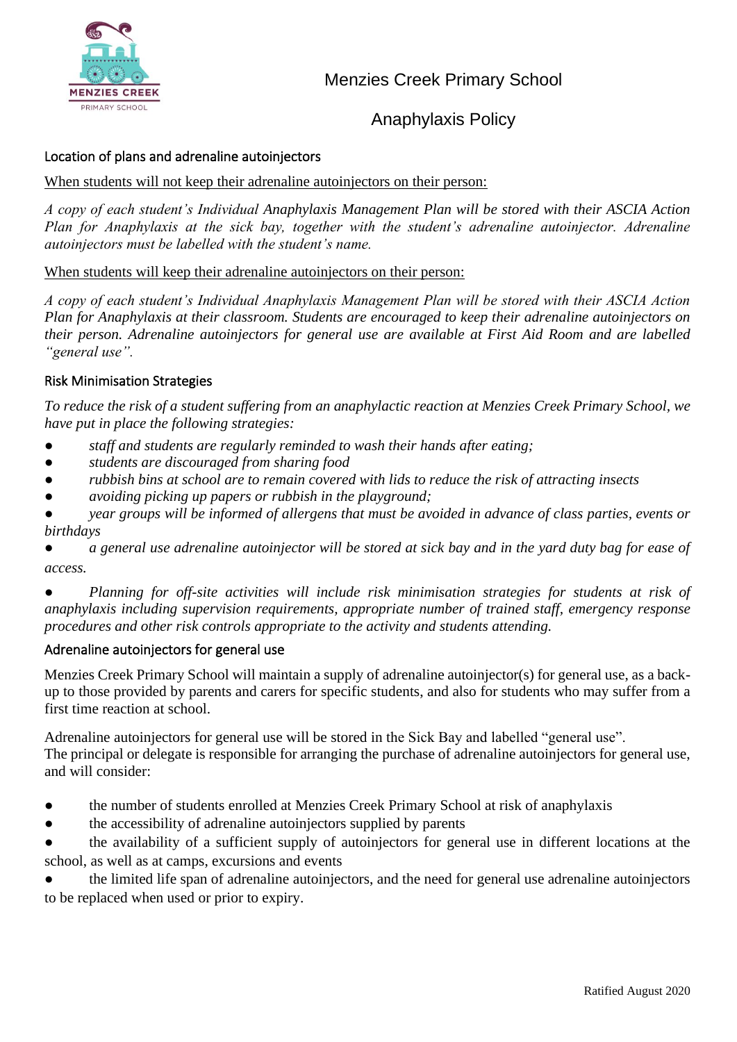## Location of plans and adrenaline autoinjectors

When students will not keep their adrenaline autoinjectors on their person:

*A copy of each student's Individual Anaphylaxis Management Plan will be stored with their ASCIA Action Plan for Anaphylaxis at the sick bay, together with the student's adrenaline autoinjector. Adrenaline autoinjectors must be labelled with the student's name.*

When students will keep their adrenaline autoinjectors on their person:

*A copy of each student's Individual Anaphylaxis Management Plan will be stored with their ASCIA Action Plan for Anaphylaxis at their classroom. Students are encouraged to keep their adrenaline autoinjectors on their person. Adrenaline autoinjectors for general use are available at First Aid Room and are labelled "general use".*

## Risk Minimisation Strategies

*To reduce the risk of a student suffering from an anaphylactic reaction at Menzies Creek Primary School, we have put in place the following strategies:*

- *staff and students are regularly reminded to wash their hands after eating;*
- *students are discouraged from sharing food*
- *rubbish bins at school are to remain covered with lids to reduce the risk of attracting insects*
- *avoiding picking up papers or rubbish in the playground;*
- *year groups will be informed of allergens that must be avoided in advance of class parties, events or birthdays*
- *a general use adrenaline autoinjector will be stored at sick bay and in the yard duty bag for ease of access.*
- *Planning for off-site activities will include risk minimisation strategies for students at risk of anaphylaxis including supervision requirements, appropriate number of trained staff, emergency response procedures and other risk controls appropriate to the activity and students attending.*

## Adrenaline autoinjectors for general use

Menzies Creek Primary School will maintain a supply of adrenaline autoinjector(s) for general use, as a back-up to those provided by parents and carers for specific students, and also for students who may suffer from a first time reaction at school.

Adrenaline autoinjectors for general use will be stored in the Sick Bay and labelled "general use".
The principal or delegate is responsible for arranging the purchase of adrenaline autoinjectors for general use, and will consider:

- the number of students enrolled at Menzies Creek Primary School at risk of anaphylaxis
- the accessibility of adrenaline autoinjectors supplied by parents
- the availability of a sufficient supply of autoinjectors for general use in different locations at the school, as well as at camps, excursions and events
- the limited life span of adrenaline autoinjectors, and the need for general use adrenaline autoinjectors to be replaced when used or prior to expiry.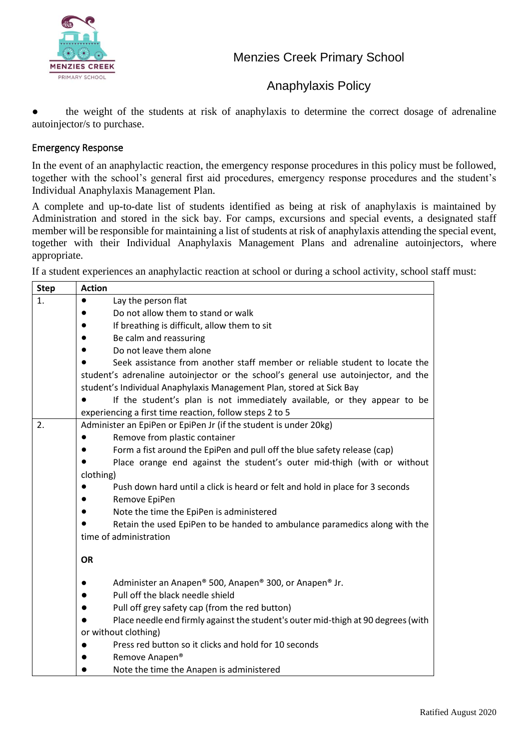- the weight of the students at risk of anaphylaxis to determine the correct dosage of adrenaline autoinjector/s to purchase.

## Emergency Response

In the event of an anaphylactic reaction, the emergency response procedures in this policy must be followed, together with the school's general first aid procedures, emergency response procedures and the student's Individual Anaphylaxis Management Plan.

A complete and up-to-date list of students identified as being at risk of anaphylaxis is maintained by Administration and stored in the sick bay. For camps, excursions and special events, a designated staff member will be responsible for maintaining a list of students at risk of anaphylaxis attending the special event, together with their Individual Anaphylaxis Management Plans and adrenaline autoinjectors, where appropriate.

If a student experiences an anaphylactic reaction at school or during a school activity, school staff must:

| Step | Action |
| --- | --- |
| 1. | ● Lay the person flat<br>● Do not allow them to stand or walk<br>● If breathing is difficult, allow them to sit<br>● Be calm and reassuring<br>● Do not leave them alone<br>● Seek assistance from another staff member or reliable student to locate the student's adrenaline autoinjector or the school's general use autoinjector, and the student's Individual Anaphylaxis Management Plan, stored at Sick Bay<br>● If the student's plan is not immediately available, or they appear to be experiencing a first time reaction, follow steps 2 to 5 |
| 2. | Administer an EpiPen or EpiPen Jr (if the student is under 20kg)<br>● Remove from plastic container<br>● Form a fist around the EpiPen and pull off the blue safety release (cap)<br>● Place orange end against the student's outer mid-thigh (with or without clothing)<br>● Push down hard until a click is heard or felt and hold in place for 3 seconds<br>● Remove EpiPen<br>● Note the time the EpiPen is administered<br>● Retain the used EpiPen to be handed to ambulance paramedics along with the time of administration<br><br>**OR**<br><br>● Administer an Anapen® 500, Anapen® 300, or Anapen® Jr.<br>● Pull off the black needle shield<br>● Pull off grey safety cap (from the red button)<br>● Place needle end firmly against the student's outer mid-thigh at 90 degrees (with or without clothing)<br>● Press red button so it clicks and hold for 10 seconds<br>● Remove Anapen®<br>● Note the time the Anapen is administered |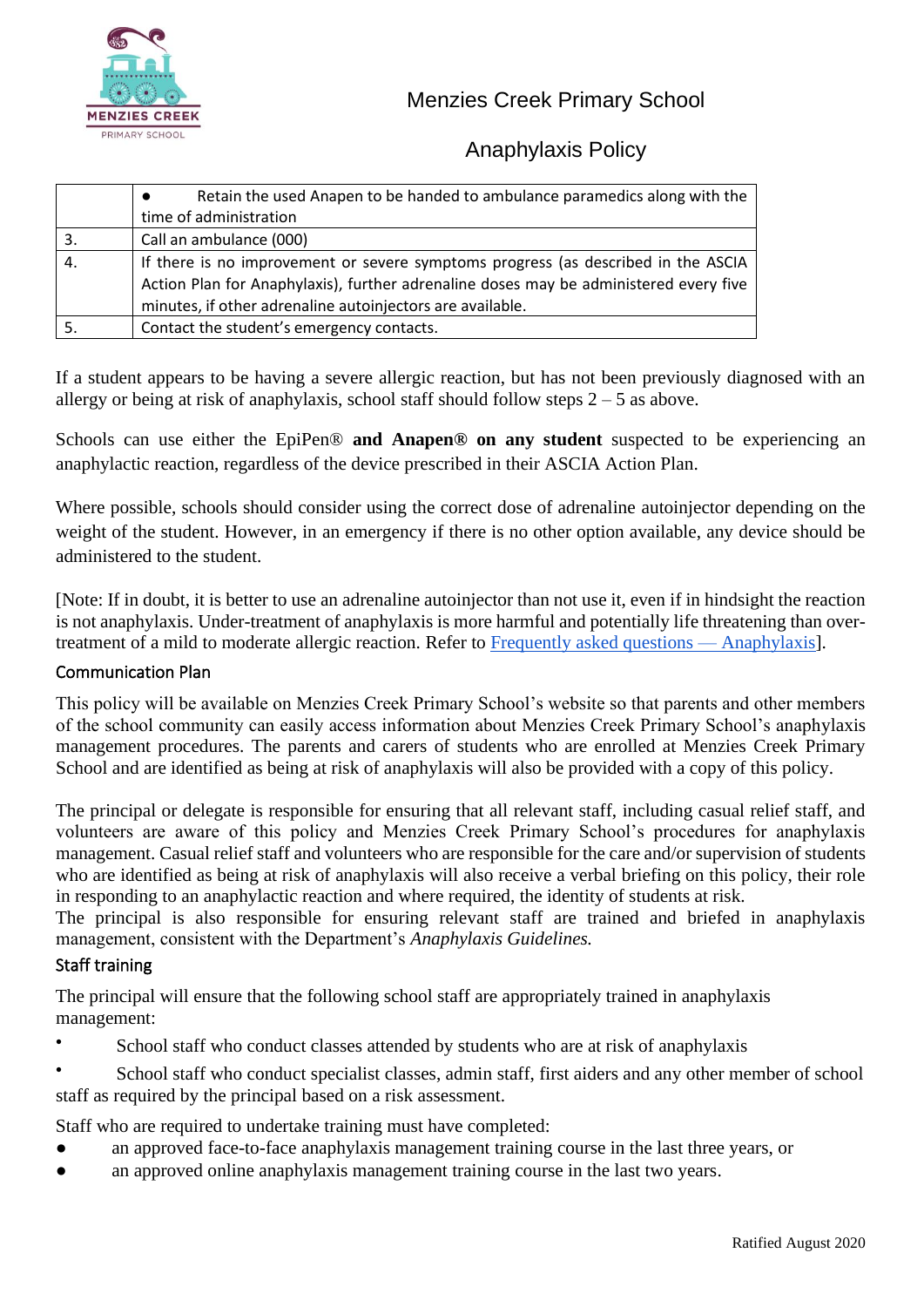| | |
|---|---|
| | ● Retain the used Anapen to be handed to ambulance paramedics along with the time of administration |
| 3. | Call an ambulance (000) |
| 4. | If there is no improvement or severe symptoms progress (as described in the ASCIA Action Plan for Anaphylaxis), further adrenaline doses may be administered every five minutes, if other adrenaline autoinjectors are available. |
| 5. | Contact the student's emergency contacts. |

If a student appears to be having a severe allergic reaction, but has not been previously diagnosed with an allergy or being at risk of anaphylaxis, school staff should follow steps 2 – 5 as above.

Schools can use either the EpiPen® **and Anapen® on any student** suspected to be experiencing an anaphylactic reaction, regardless of the device prescribed in their ASCIA Action Plan.

Where possible, schools should consider using the correct dose of adrenaline autoinjector depending on the weight of the student. However, in an emergency if there is no other option available, any device should be administered to the student.

[Note: If in doubt, it is better to use an adrenaline autoinjector than not use it, even if in hindsight the reaction is not anaphylaxis. Under-treatment of anaphylaxis is more harmful and potentially life threatening than over-treatment of a mild to moderate allergic reaction. Refer to Frequently asked questions — Anaphylaxis].

## Communication Plan

This policy will be available on Menzies Creek Primary School's website so that parents and other members of the school community can easily access information about Menzies Creek Primary School's anaphylaxis management procedures. The parents and carers of students who are enrolled at Menzies Creek Primary School and are identified as being at risk of anaphylaxis will also be provided with a copy of this policy.

The principal or delegate is responsible for ensuring that all relevant staff, including casual relief staff, and volunteers are aware of this policy and Menzies Creek Primary School's procedures for anaphylaxis management. Casual relief staff and volunteers who are responsible for the care and/or supervision of students who are identified as being at risk of anaphylaxis will also receive a verbal briefing on this policy, their role in responding to an anaphylactic reaction and where required, the identity of students at risk.
The principal is also responsible for ensuring relevant staff are trained and briefed in anaphylaxis management, consistent with the Department's *Anaphylaxis Guidelines.*

## Staff training

The principal will ensure that the following school staff are appropriately trained in anaphylaxis management:

- School staff who conduct classes attended by students who are at risk of anaphylaxis
- School staff who conduct specialist classes, admin staff, first aiders and any other member of school staff as required by the principal based on a risk assessment.

Staff who are required to undertake training must have completed:

- an approved face-to-face anaphylaxis management training course in the last three years, or
- an approved online anaphylaxis management training course in the last two years.

Ratified August 2020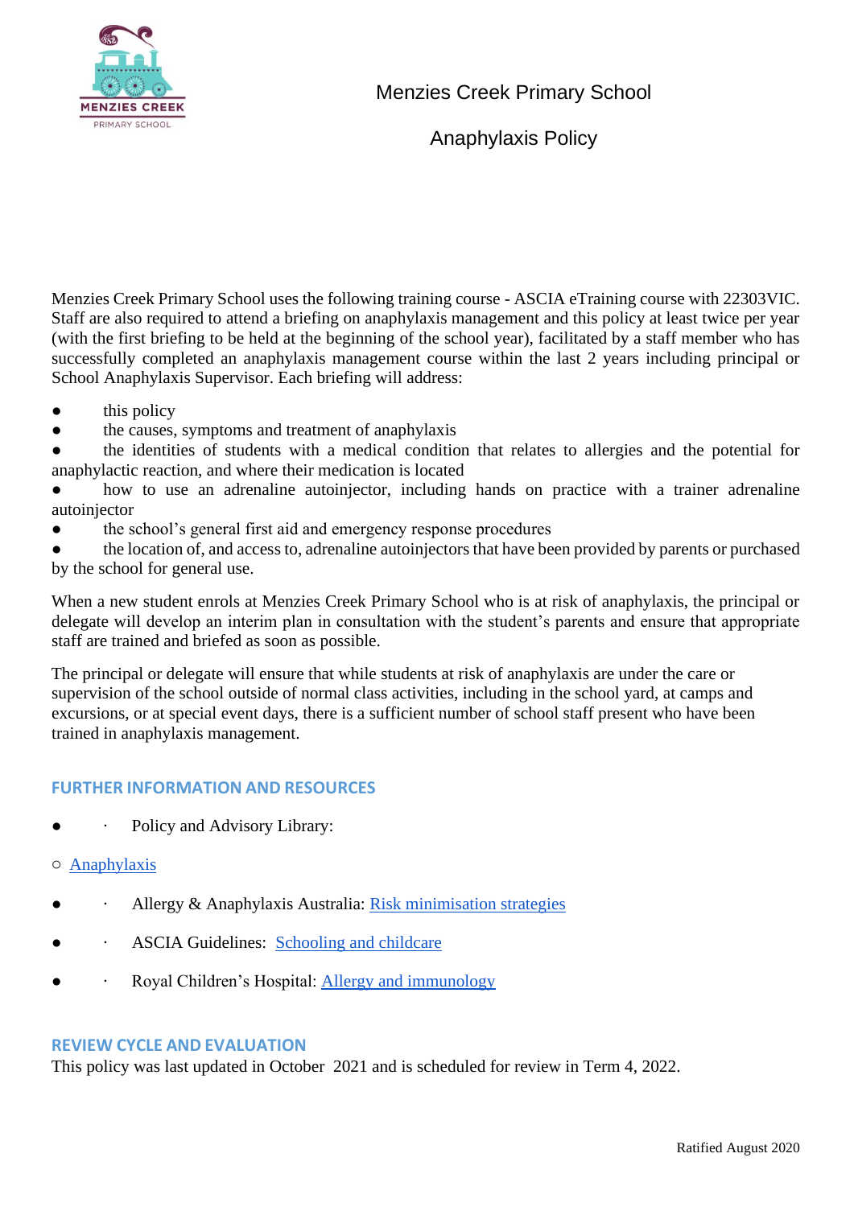Menzies Creek Primary School

Anaphylaxis Policy

Menzies Creek Primary School uses the following training course - ASCIA eTraining course with 22303VIC. Staff are also required to attend a briefing on anaphylaxis management and this policy at least twice per year (with the first briefing to be held at the beginning of the school year), facilitated by a staff member who has successfully completed an anaphylaxis management course within the last 2 years including principal or School Anaphylaxis Supervisor. Each briefing will address:

- this policy
- the causes, symptoms and treatment of anaphylaxis
- the identities of students with a medical condition that relates to allergies and the potential for anaphylactic reaction, and where their medication is located
- how to use an adrenaline autoinjector, including hands on practice with a trainer adrenaline autoinjector
- the school's general first aid and emergency response procedures
- the location of, and access to, adrenaline autoinjectors that have been provided by parents or purchased by the school for general use.

When a new student enrols at Menzies Creek Primary School who is at risk of anaphylaxis, the principal or delegate will develop an interim plan in consultation with the student's parents and ensure that appropriate staff are trained and briefed as soon as possible.

The principal or delegate will ensure that while students at risk of anaphylaxis are under the care or supervision of the school outside of normal class activities, including in the school yard, at camps and excursions, or at special event days, there is a sufficient number of school staff present who have been trained in anaphylaxis management.

## FURTHER INFORMATION AND RESOURCES

- Policy and Advisory Library:
  - Anaphylaxis
- Allergy & Anaphylaxis Australia: Risk minimisation strategies
- ASCIA Guidelines: Schooling and childcare
- Royal Children's Hospital: Allergy and immunology

## REVIEW CYCLE AND EVALUATION

This policy was last updated in October 2021 and is scheduled for review in Term 4, 2022.

Ratified August 2020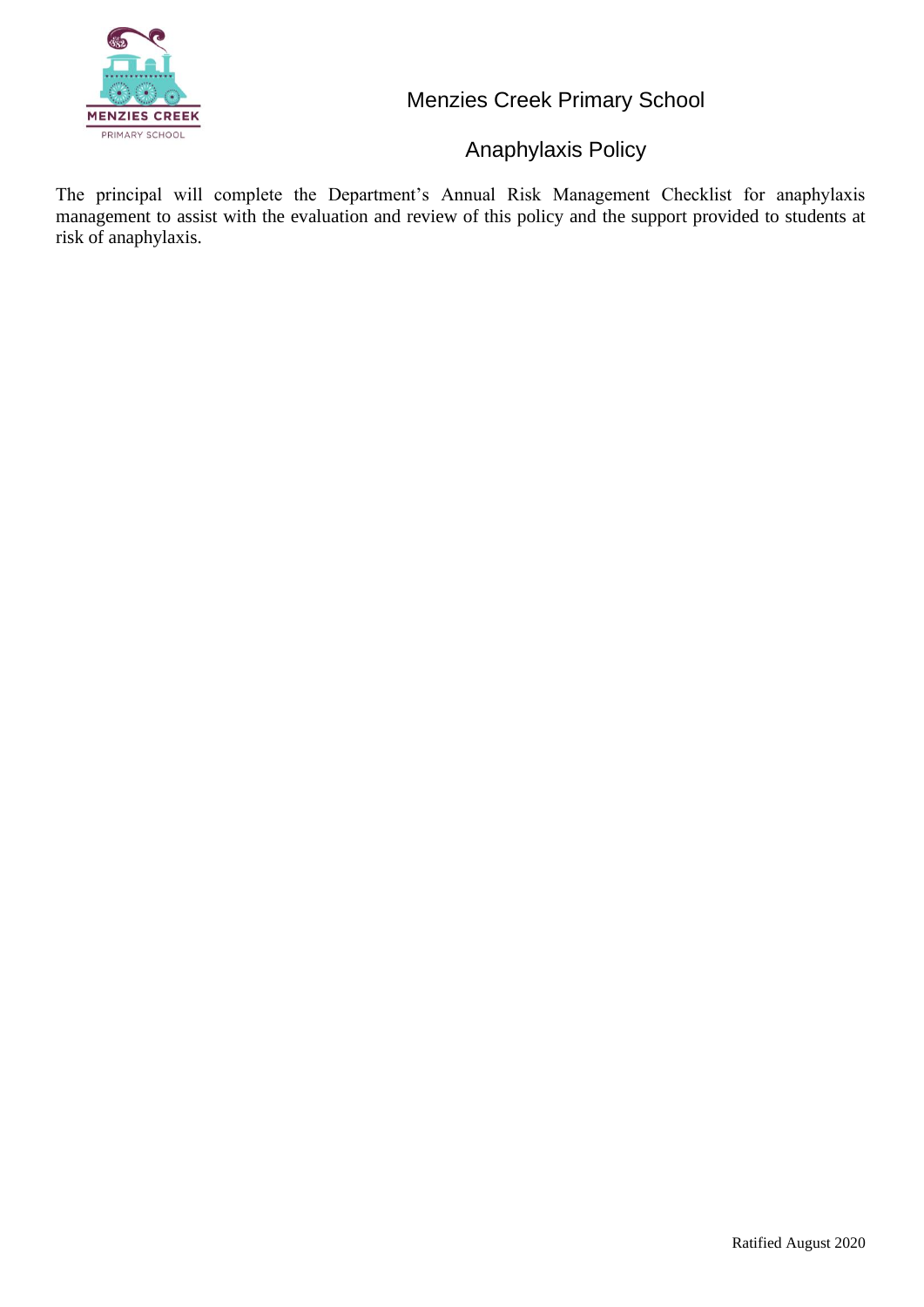The principal will complete the Department's Annual Risk Management Checklist for anaphylaxis management to assist with the evaluation and review of this policy and the support provided to students at risk of anaphylaxis.

Ratified August 2020